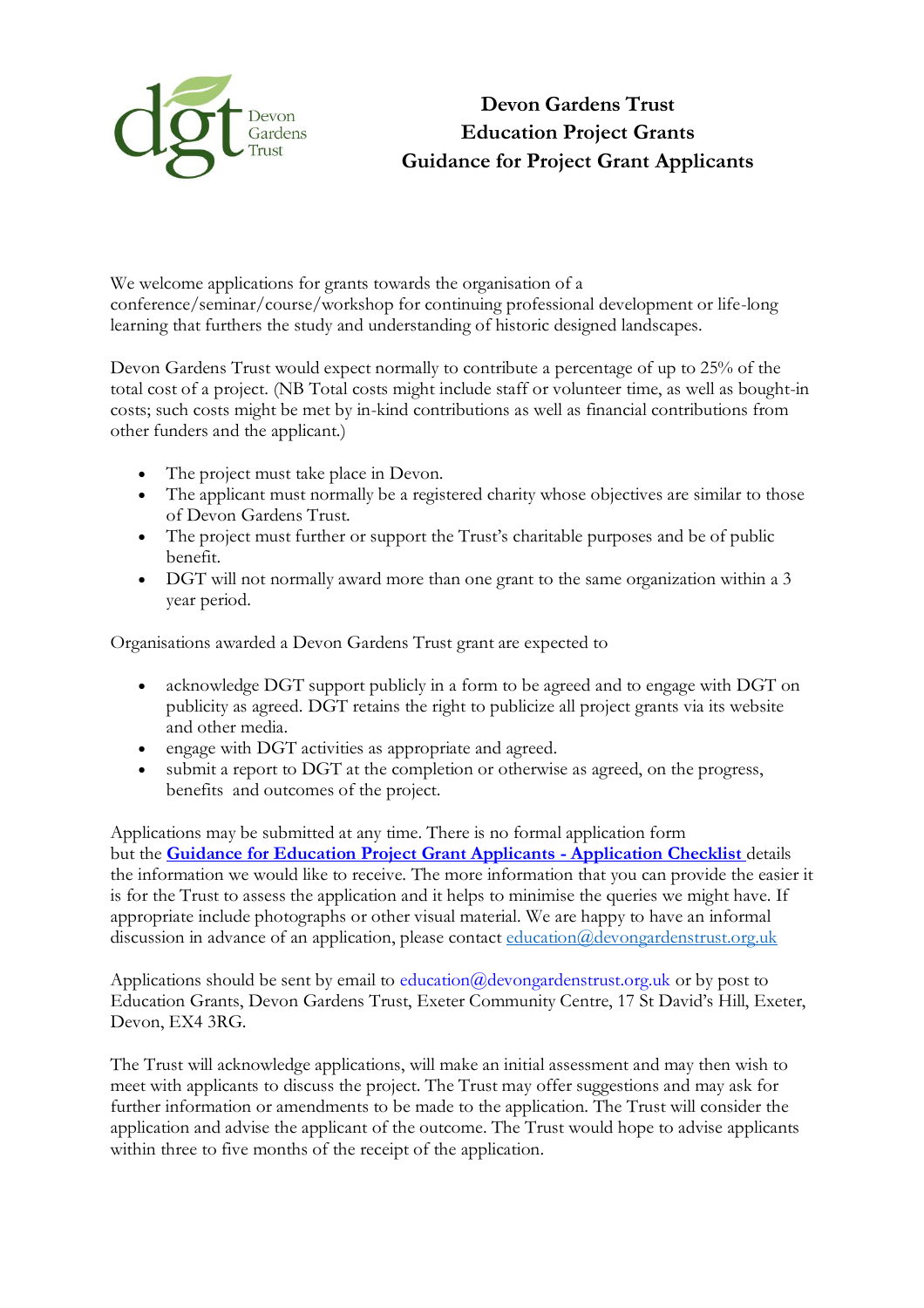# Devon Gardens Trust
# Education Project Grants
# Guidance for Project Grant Applicants

We welcome applications for grants towards the organisation of a conference/seminar/course/workshop for continuing professional development or life-long learning that furthers the study and understanding of historic designed landscapes.

Devon Gardens Trust would expect normally to contribute a percentage of up to 25% of the total cost of a project. (NB Total costs might include staff or volunteer time, as well as bought-in costs; such costs might be met by in-kind contributions as well as financial contributions from other funders and the applicant.)

- The project must take place in Devon.
- The applicant must normally be a registered charity whose objectives are similar to those of Devon Gardens Trust.
- The project must further or support the Trust's charitable purposes and be of public benefit.
- DGT will not normally award more than one grant to the same organization within a 3 year period.

Organisations awarded a Devon Gardens Trust grant are expected to

- acknowledge DGT support publicly in a form to be agreed and to engage with DGT on publicity as agreed. DGT retains the right to publicize all project grants via its website and other media.
- engage with DGT activities as appropriate and agreed.
- submit a report to DGT at the completion or otherwise as agreed, on the progress, benefits and outcomes of the project.

Applications may be submitted at any time. There is no formal application form but the **Guidance for Education Project Grant Applicants - Application Checklist** details the information we would like to receive. The more information that you can provide the easier it is for the Trust to assess the application and it helps to minimise the queries we might have. If appropriate include photographs or other visual material. We are happy to have an informal discussion in advance of an application, please contact education@devongardenstrust.org.uk

Applications should be sent by email to education@devongardenstrust.org.uk or by post to Education Grants, Devon Gardens Trust, Exeter Community Centre, 17 St David's Hill, Exeter, Devon, EX4 3RG.

The Trust will acknowledge applications, will make an initial assessment and may then wish to meet with applicants to discuss the project. The Trust may offer suggestions and may ask for further information or amendments to be made to the application. The Trust will consider the application and advise the applicant of the outcome. The Trust would hope to advise applicants within three to five months of the receipt of the application.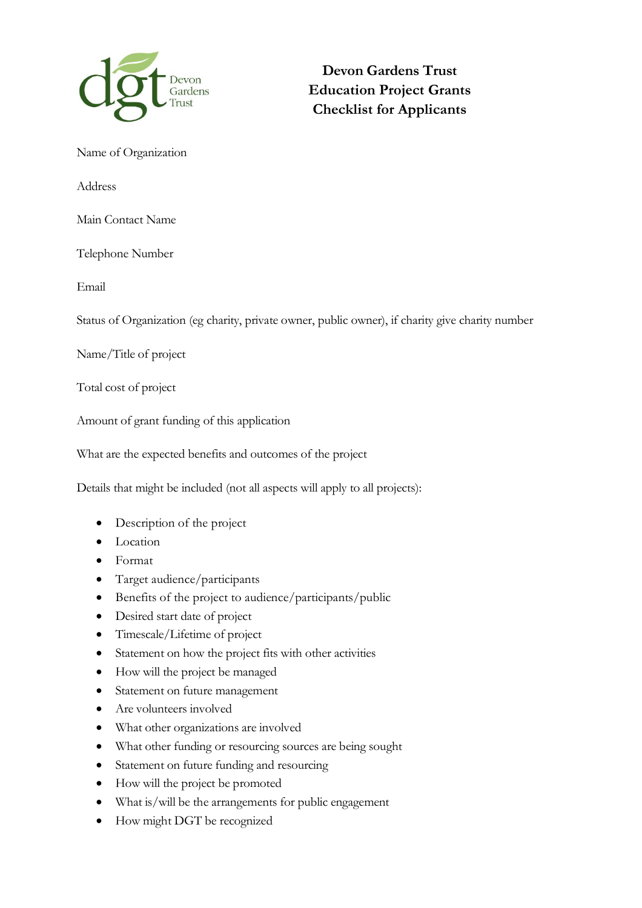# Devon Gardens Trust
# Education Project Grants
# Checklist for Applicants

Name of Organization

Address

Main Contact Name

Telephone Number

Email

Status of Organization (eg charity, private owner, public owner), if charity give charity number

Name/Title of project

Total cost of project

Amount of grant funding of this application

What are the expected benefits and outcomes of the project

Details that might be included (not all aspects will apply to all projects):

- Description of the project
- Location
- Format
- Target audience/participants
- Benefits of the project to audience/participants/public
- Desired start date of project
- Timescale/Lifetime of project
- Statement on how the project fits with other activities
- How will the project be managed
- Statement on future management
- Are volunteers involved
- What other organizations are involved
- What other funding or resourcing sources are being sought
- Statement on future funding and resourcing
- How will the project be promoted
- What is/will be the arrangements for public engagement
- How might DGT be recognized